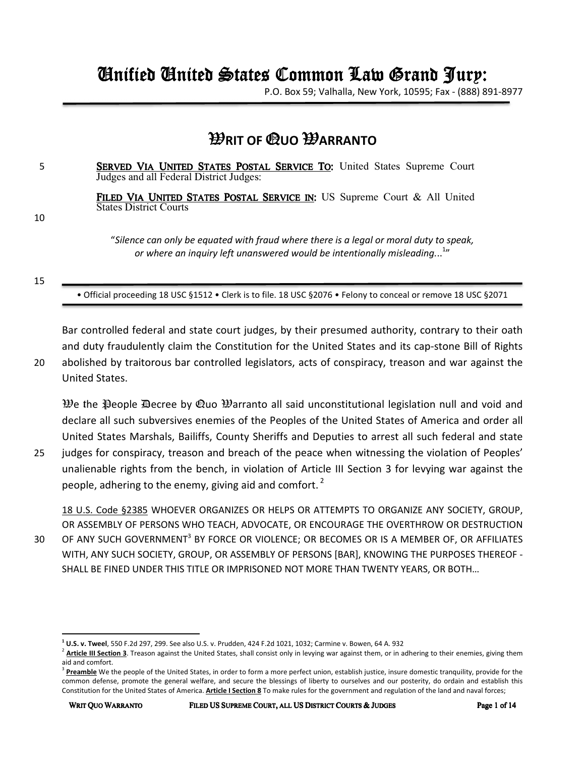# Unified United States Common Law Grand Jury:

P.O. Box 59; Valhalla, New York, 10595; Fax - (888) 891-8977

## WRIT OF QUO WARRANTO

**SERVED VIA UNITED STATES POSTAL SERVICE TO:** United States Supreme Court Judges and all Federal District Judges:

**FILED VIA UNITED STATES POSTAL SERVICE IN:** US Supreme Court & All United States District Courts

"*Silence can only be equated with fraud where there is a legal or moral duty to speak, or where an inquiry left unanswered would be intentionally misleading...*[1]"

• Official proceeding 18 USC §1512 • Clerk is to file. 18 USC §2076 • Felony to conceal or remove 18 USC §2071

Bar controlled federal and state court judges, by their presumed authority, contrary to their oath and duty fraudulently claim the Constitution for the United States and its cap-stone Bill of Rights abolished by traitorous bar controlled legislators, acts of conspiracy, treason and war against the United States.

We the People Decree by Quo Warranto all said unconstitutional legislation null and void and declare all such subversives enemies of the Peoples of the United States of America and order all United States Marshals, Bailiffs, County Sheriffs and Deputies to arrest all such federal and state judges for conspiracy, treason and breach of the peace when witnessing the violation of Peoples' unalienable rights from the bench, in violation of Article III Section 3 for levying war against the people, adhering to the enemy, giving aid and comfort. [2]

18 U.S. Code §2385 WHOEVER ORGANIZES OR HELPS OR ATTEMPTS TO ORGANIZE ANY SOCIETY, GROUP, OR ASSEMBLY OF PERSONS WHO TEACH, ADVOCATE, OR ENCOURAGE THE OVERTHROW OR DESTRUCTION OF ANY SUCH GOVERNMENT[3] BY FORCE OR VIOLENCE; OR BECOMES OR IS A MEMBER OF, OR AFFILIATES WITH, ANY SUCH SOCIETY, GROUP, OR ASSEMBLY OF PERSONS [BAR], KNOWING THE PURPOSES THEREOF - SHALL BE FINED UNDER THIS TITLE OR IMPRISONED NOT MORE THAN TWENTY YEARS, OR BOTH…

---

[1] **U.S. v. Tweel**, 550 F.2d 297, 299. See also U.S. v. Prudden, 424 F.2d 1021, 1032; Carmine v. Bowen, 64 A. 932

[2] **Article III Section 3**. Treason against the United States, shall consist only in levying war against them, or in adhering to their enemies, giving them aid and comfort.

[3] **Preamble** We the people of the United States, in order to form a more perfect union, establish justice, insure domestic tranquility, provide for the common defense, promote the general welfare, and secure the blessings of liberty to ourselves and our posterity, do ordain and establish this Constitution for the United States of America. **Article I Section 8** To make rules for the government and regulation of the land and naval forces;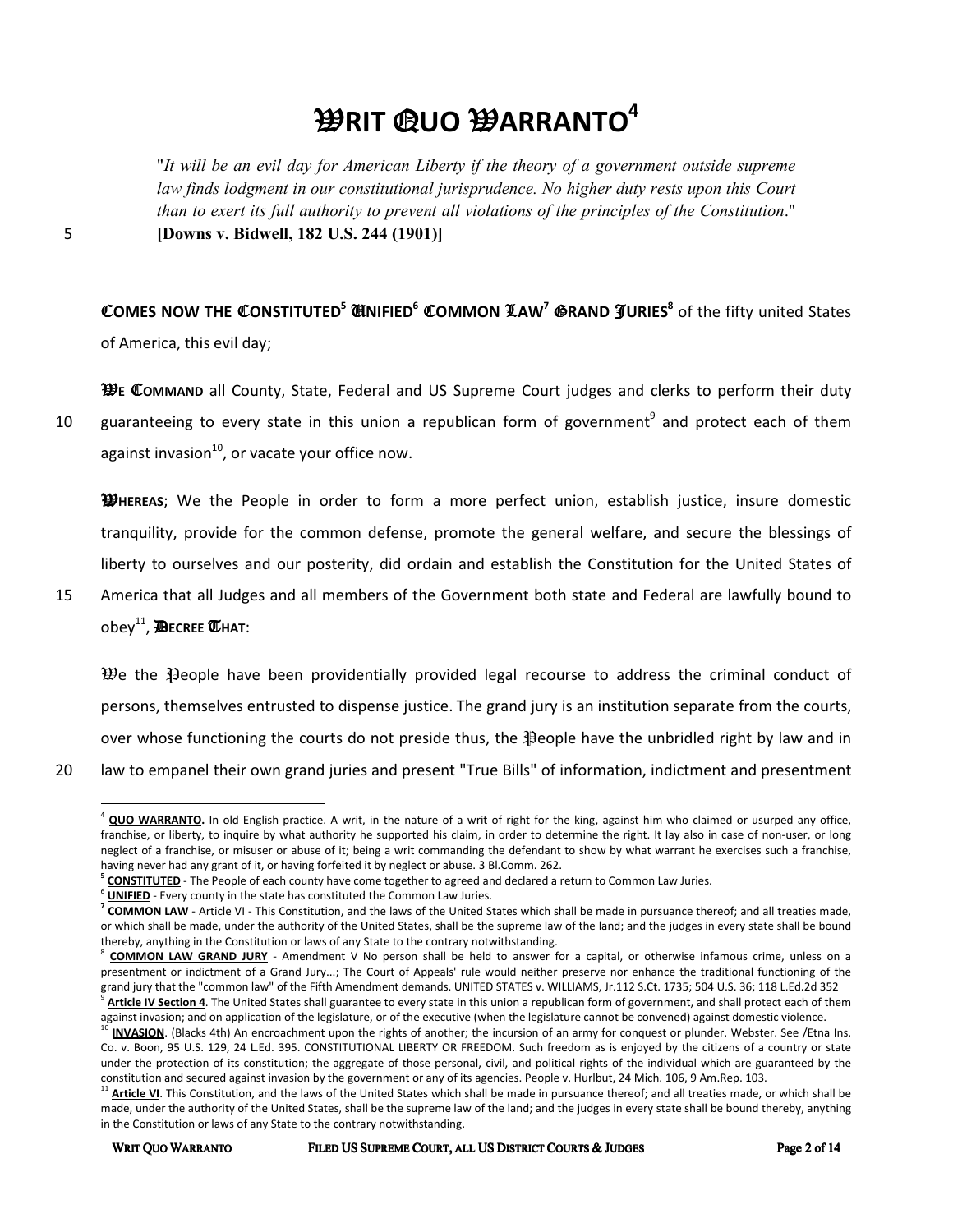# WRIT QUO WARRANTO[4]

"*It will be an evil day for American Liberty if the theory of a government outside supreme law finds lodgment in our constitutional jurisprudence. No higher duty rests upon this Court than to exert its full authority to prevent all violations of the principles of the Constitution.*" **[Downs v. Bidwell, 182 U.S. 244 (1901)]**

**COMES NOW THE CONSTITUTED[5] UNIFIED[6] COMMON LAW[7] GRAND JURIES[8]** of the fifty united States of America, this evil day;

**WE COMMAND** all County, State, Federal and US Supreme Court judges and clerks to perform their duty guaranteeing to every state in this union a republican form of government[9] and protect each of them against invasion[10], or vacate your office now.

**WHEREAS**; We the People in order to form a more perfect union, establish justice, insure domestic tranquility, provide for the common defense, promote the general welfare, and secure the blessings of liberty to ourselves and our posterity, did ordain and establish the Constitution for the United States of America that all Judges and all members of the Government both state and Federal are lawfully bound to obey[11], **DECREE THAT**:

We the People have been providentially provided legal recourse to address the criminal conduct of persons, themselves entrusted to dispense justice. The grand jury is an institution separate from the courts, over whose functioning the courts do not preside thus, the People have the unbridled right by law and in law to empanel their own grand juries and present "True Bills" of information, indictment and presentment

---

[4] **QUO WARRANTO.** In old English practice. A writ, in the nature of a writ of right for the king, against him who claimed or usurped any office, franchise, or liberty, to inquire by what authority he supported his claim, in order to determine the right. It lay also in case of non-user, or long neglect of a franchise, or misuser or abuse of it; being a writ commanding the defendant to show by what warrant he exercises such a franchise, having never had any grant of it, or having forfeited it by neglect or abuse. 3 Bl.Comm. 262.

[5] **CONSTITUTED** - The People of each county have come together to agreed and declared a return to Common Law Juries.

[6] **UNIFIED** - Every county in the state has constituted the Common Law Juries.

[7] **COMMON LAW** - Article VI - This Constitution, and the laws of the United States which shall be made in pursuance thereof; and all treaties made, or which shall be made, under the authority of the United States, shall be the supreme law of the land; and the judges in every state shall be bound thereby, anything in the Constitution or laws of any State to the contrary notwithstanding.

[8] **COMMON LAW GRAND JURY** - Amendment V No person shall be held to answer for a capital, or otherwise infamous crime, unless on a presentment or indictment of a Grand Jury...; The Court of Appeals' rule would neither preserve nor enhance the traditional functioning of the grand jury that the "common law" of the Fifth Amendment demands. UNITED STATES v. WILLIAMS, Jr.112 S.Ct. 1735; 504 U.S. 36; 118 L.Ed.2d 352

[9] **Article IV Section 4**. The United States shall guarantee to every state in this union a republican form of government, and shall protect each of them against invasion; and on application of the legislature, or of the executive (when the legislature cannot be convened) against domestic violence.

[10] **INVASION**. (Blacks 4th) An encroachment upon the rights of another; the incursion of an army for conquest or plunder. Webster. See /Etna Ins. Co. v. Boon, 95 U.S. 129, 24 L.Ed. 395. CONSTITUTIONAL LIBERTY OR FREEDOM. Such freedom as is enjoyed by the citizens of a country or state under the protection of its constitution; the aggregate of those personal, civil, and political rights of the individual which are guaranteed by the constitution and secured against invasion by the government or any of its agencies. People v. Hurlbut, 24 Mich. 106, 9 Am.Rep. 103.

[11] **Article VI**. This Constitution, and the laws of the United States which shall be made in pursuance thereof; and all treaties made, or which shall be made, under the authority of the United States, shall be the supreme law of the land; and the judges in every state shall be bound thereby, anything in the Constitution or laws of any State to the contrary notwithstanding.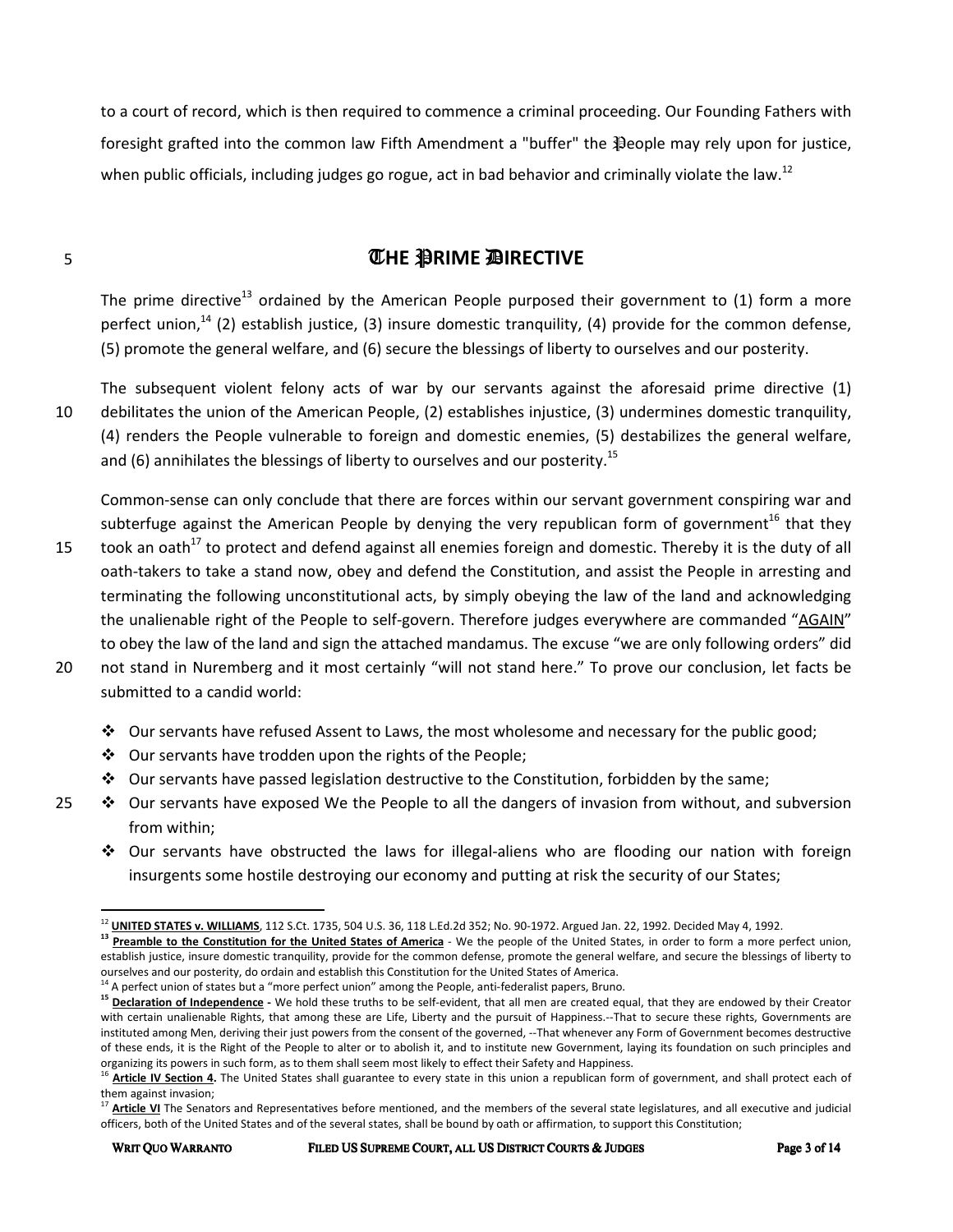to a court of record, which is then required to commence a criminal proceeding. Our Founding Fathers with foresight grafted into the common law Fifth Amendment a "buffer" the People may rely upon for justice, when public officials, including judges go rogue, act in bad behavior and criminally violate the law.[12]

## THE PRIME DIRECTIVE

The prime directive[13] ordained by the American People purposed their government to (1) form a more perfect union,[14] (2) establish justice, (3) insure domestic tranquility, (4) provide for the common defense, (5) promote the general welfare, and (6) secure the blessings of liberty to ourselves and our posterity.

The subsequent violent felony acts of war by our servants against the aforesaid prime directive (1) debilitates the union of the American People, (2) establishes injustice, (3) undermines domestic tranquility, (4) renders the People vulnerable to foreign and domestic enemies, (5) destabilizes the general welfare, and (6) annihilates the blessings of liberty to ourselves and our posterity.[15]

Common-sense can only conclude that there are forces within our servant government conspiring war and subterfuge against the American People by denying the very republican form of government[16] that they took an oath[17] to protect and defend against all enemies foreign and domestic. Thereby it is the duty of all oath-takers to take a stand now, obey and defend the Constitution, and assist the People in arresting and terminating the following unconstitutional acts, by simply obeying the law of the land and acknowledging the unalienable right of the People to self-govern. Therefore judges everywhere are commanded "AGAIN" to obey the law of the land and sign the attached mandamus. The excuse "we are only following orders" did not stand in Nuremberg and it most certainly "will not stand here." To prove our conclusion, let facts be submitted to a candid world:

- Our servants have refused Assent to Laws, the most wholesome and necessary for the public good;
- Our servants have trodden upon the rights of the People;
- Our servants have passed legislation destructive to the Constitution, forbidden by the same;
- Our servants have exposed We the People to all the dangers of invasion from without, and subversion from within;
- Our servants have obstructed the laws for illegal-aliens who are flooding our nation with foreign insurgents some hostile destroying our economy and putting at risk the security of our States;

---

[12] **UNITED STATES v. WILLIAMS**, 112 S.Ct. 1735, 504 U.S. 36, 118 L.Ed.2d 352; No. 90-1972. Argued Jan. 22, 1992. Decided May 4, 1992.

[13] **Preamble to the Constitution for the United States of America** - We the people of the United States, in order to form a more perfect union, establish justice, insure domestic tranquility, provide for the common defense, promote the general welfare, and secure the blessings of liberty to ourselves and our posterity, do ordain and establish this Constitution for the United States of America.

[14] A perfect union of states but a "more perfect union" among the People, anti-federalist papers, Bruno.

[15] **Declaration of Independence** - We hold these truths to be self-evident, that all men are created equal, that they are endowed by their Creator with certain unalienable Rights, that among these are Life, Liberty and the pursuit of Happiness.--That to secure these rights, Governments are instituted among Men, deriving their just powers from the consent of the governed, --That whenever any Form of Government becomes destructive of these ends, it is the Right of the People to alter or to abolish it, and to institute new Government, laying its foundation on such principles and organizing its powers in such form, as to them shall seem most likely to effect their Safety and Happiness.

[16] **Article IV Section 4.** The United States shall guarantee to every state in this union a republican form of government, and shall protect each of them against invasion;

[17] **Article VI** The Senators and Representatives before mentioned, and the members of the several state legislatures, and all executive and judicial officers, both of the United States and of the several states, shall be bound by oath or affirmation, to support this Constitution;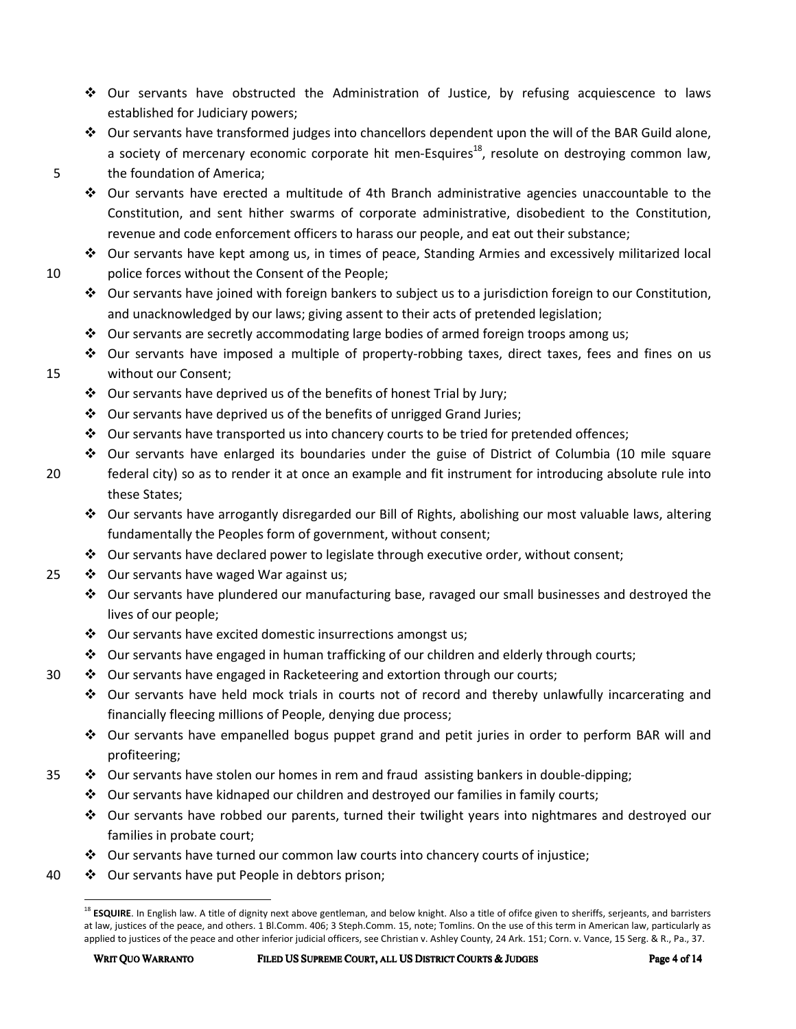- Our servants have obstructed the Administration of Justice, by refusing acquiescence to laws established for Judiciary powers;
- Our servants have transformed judges into chancellors dependent upon the will of the BAR Guild alone, a society of mercenary economic corporate hit men-Esquires[18], resolute on destroying common law, the foundation of America;
- Our servants have erected a multitude of 4th Branch administrative agencies unaccountable to the Constitution, and sent hither swarms of corporate administrative, disobedient to the Constitution, revenue and code enforcement officers to harass our people, and eat out their substance;
- Our servants have kept among us, in times of peace, Standing Armies and excessively militarized local police forces without the Consent of the People;
- Our servants have joined with foreign bankers to subject us to a jurisdiction foreign to our Constitution, and unacknowledged by our laws; giving assent to their acts of pretended legislation;
- Our servants are secretly accommodating large bodies of armed foreign troops among us;
- Our servants have imposed a multiple of property-robbing taxes, direct taxes, fees and fines on us without our Consent;
- Our servants have deprived us of the benefits of honest Trial by Jury;
- Our servants have deprived us of the benefits of unrigged Grand Juries;
- Our servants have transported us into chancery courts to be tried for pretended offences;
- Our servants have enlarged its boundaries under the guise of District of Columbia (10 mile square federal city) so as to render it at once an example and fit instrument for introducing absolute rule into these States;
- Our servants have arrogantly disregarded our Bill of Rights, abolishing our most valuable laws, altering fundamentally the Peoples form of government, without consent;
- Our servants have declared power to legislate through executive order, without consent;
- Our servants have waged War against us;
- Our servants have plundered our manufacturing base, ravaged our small businesses and destroyed the lives of our people;
- Our servants have excited domestic insurrections amongst us;
- Our servants have engaged in human trafficking of our children and elderly through courts;
- Our servants have engaged in Racketeering and extortion through our courts;
- Our servants have held mock trials in courts not of record and thereby unlawfully incarcerating and financially fleecing millions of People, denying due process;
- Our servants have empanelled bogus puppet grand and petit juries in order to perform BAR will and profiteering;
- Our servants have stolen our homes in rem and fraud assisting bankers in double-dipping;
- Our servants have kidnaped our children and destroyed our families in family courts;
- Our servants have robbed our parents, turned their twilight years into nightmares and destroyed our families in probate court;
- Our servants have turned our common law courts into chancery courts of injustice;
- Our servants have put People in debtors prison;

---

[18] **ESQUIRE**. In English law. A title of dignity next above gentleman, and below knight. Also a title of ofifce given to sheriffs, serjeants, and barristers at law, justices of the peace, and others. 1 Bl.Comm. 406; 3 Steph.Comm. 15, note; Tomlins. On the use of this term in American law, particularly as applied to justices of the peace and other inferior judicial officers, see Christian v. Ashley County, 24 Ark. 151; Corn. v. Vance, 15 Serg. & R., Pa., 37.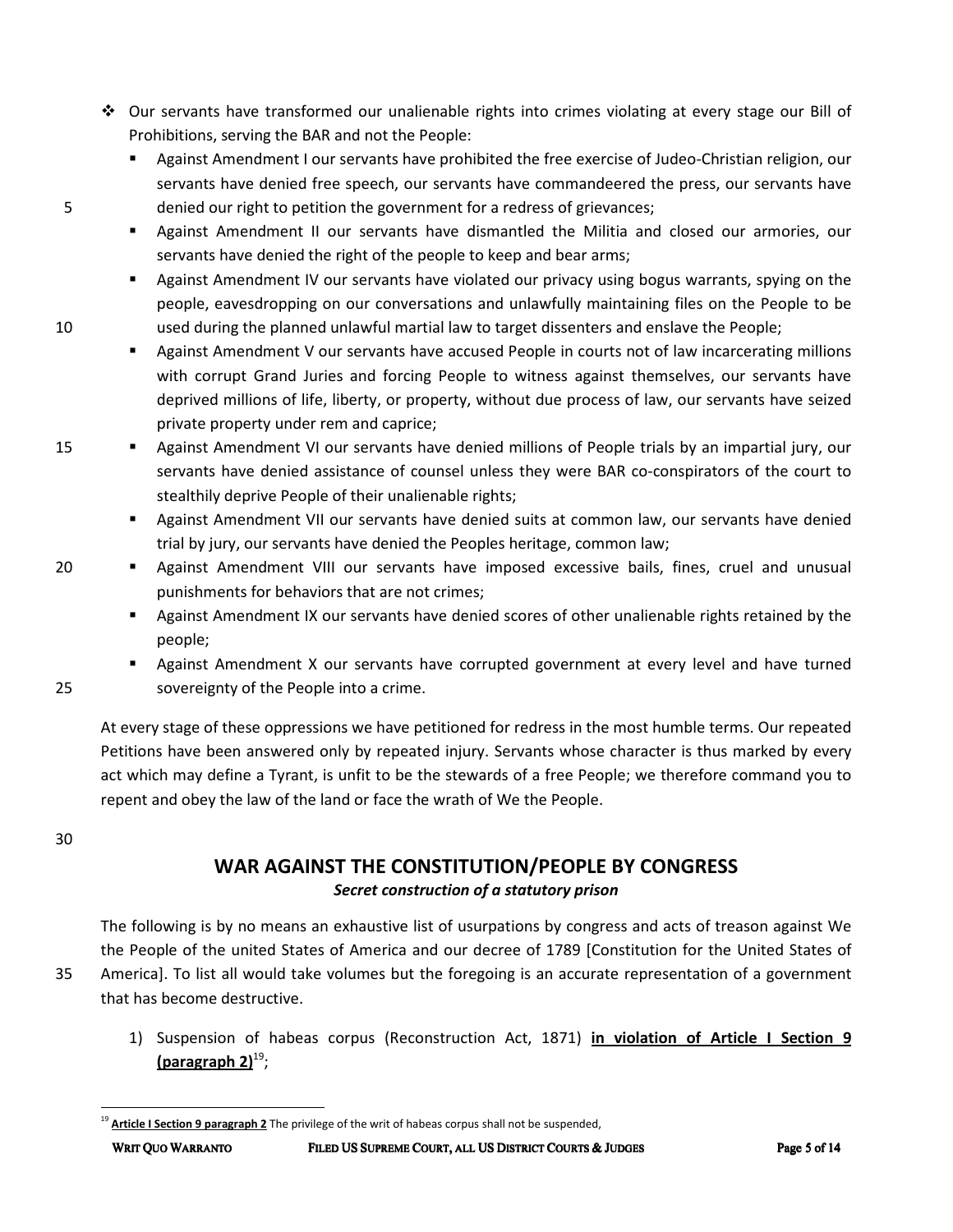- Our servants have transformed our unalienable rights into crimes violating at every stage our Bill of Prohibitions, serving the BAR and not the People:
  - Against Amendment I our servants have prohibited the free exercise of Judeo-Christian religion, our servants have denied free speech, our servants have commandeered the press, our servants have denied our right to petition the government for a redress of grievances;
  - Against Amendment II our servants have dismantled the Militia and closed our armories, our servants have denied the right of the people to keep and bear arms;
  - Against Amendment IV our servants have violated our privacy using bogus warrants, spying on the people, eavesdropping on our conversations and unlawfully maintaining files on the People to be used during the planned unlawful martial law to target dissenters and enslave the People;
  - Against Amendment V our servants have accused People in courts not of law incarcerating millions with corrupt Grand Juries and forcing People to witness against themselves, our servants have deprived millions of life, liberty, or property, without due process of law, our servants have seized private property under rem and caprice;
  - Against Amendment VI our servants have denied millions of People trials by an impartial jury, our servants have denied assistance of counsel unless they were BAR co-conspirators of the court to stealthily deprive People of their unalienable rights;
  - Against Amendment VII our servants have denied suits at common law, our servants have denied trial by jury, our servants have denied the Peoples heritage, common law;
  - Against Amendment VIII our servants have imposed excessive bails, fines, cruel and unusual punishments for behaviors that are not crimes;
  - Against Amendment IX our servants have denied scores of other unalienable rights retained by the people;
  - Against Amendment X our servants have corrupted government at every level and have turned sovereignty of the People into a crime.

At every stage of these oppressions we have petitioned for redress in the most humble terms. Our repeated Petitions have been answered only by repeated injury. Servants whose character is thus marked by every act which may define a Tyrant, is unfit to be the stewards of a free People; we therefore command you to repent and obey the law of the land or face the wrath of We the People.

## WAR AGAINST THE CONSTITUTION/PEOPLE BY CONGRESS

***Secret construction of a statutory prison***

The following is by no means an exhaustive list of usurpations by congress and acts of treason against We the People of the united States of America and our decree of 1789 [Constitution for the United States of America]. To list all would take volumes but the foregoing is an accurate representation of a government that has become destructive.

1) Suspension of habeas corpus (Reconstruction Act, 1871) **in violation of Article I Section 9 (paragraph 2)**[19];

---

[19] **Article I Section 9 paragraph 2** The privilege of the writ of habeas corpus shall not be suspended,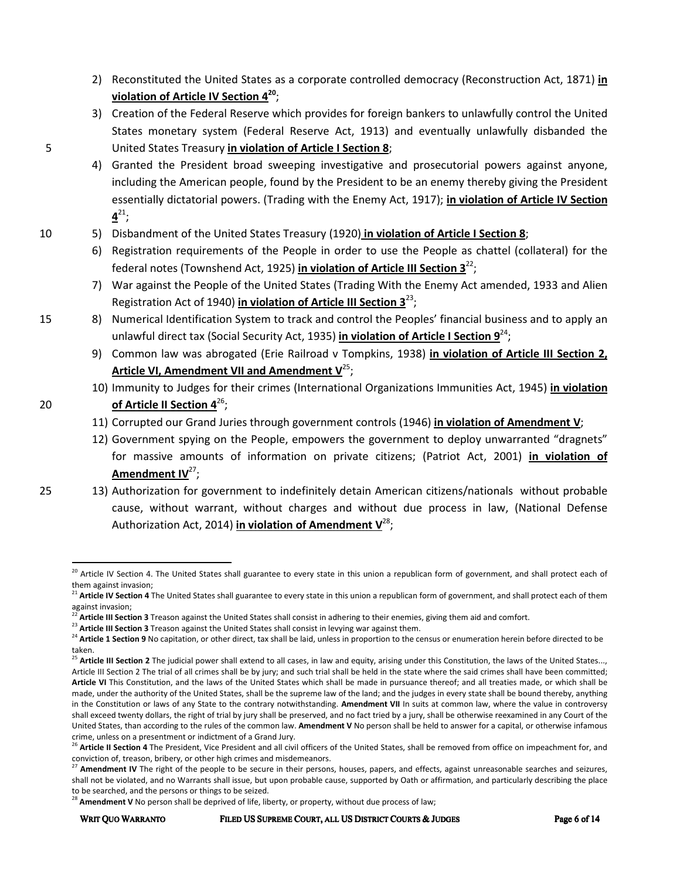2) Reconstituted the United States as a corporate controlled democracy (Reconstruction Act, 1871) **in violation of Article IV Section 4**[20];
3) Creation of the Federal Reserve which provides for foreign bankers to unlawfully control the United States monetary system (Federal Reserve Act, 1913) and eventually unlawfully disbanded the United States Treasury **in violation of Article I Section 8**;
4) Granted the President broad sweeping investigative and prosecutorial powers against anyone, including the American people, found by the President to be an enemy thereby giving the President essentially dictatorial powers. (Trading with the Enemy Act, 1917); **in violation of Article IV Section 4**[21];
5) Disbandment of the United States Treasury (1920) **in violation of Article I Section 8**;
6) Registration requirements of the People in order to use the People as chattel (collateral) for the federal notes (Townshend Act, 1925) **in violation of Article III Section 3**[22];
7) War against the People of the United States (Trading With the Enemy Act amended, 1933 and Alien Registration Act of 1940) **in violation of Article III Section 3**[23];
8) Numerical Identification System to track and control the Peoples' financial business and to apply an unlawful direct tax (Social Security Act, 1935) **in violation of Article I Section 9**[24];
9) Common law was abrogated (Erie Railroad v Tompkins, 1938) **in violation of Article III Section 2, Article VI, Amendment VII and Amendment V**[25];
10) Immunity to Judges for their crimes (International Organizations Immunities Act, 1945) **in violation of Article II Section 4**[26];
11) Corrupted our Grand Juries through government controls (1946) **in violation of Amendment V**;
12) Government spying on the People, empowers the government to deploy unwarranted "dragnets" for massive amounts of information on private citizens; (Patriot Act, 2001) **in violation of Amendment IV**[27];
13) Authorization for government to indefinitely detain American citizens/nationals without probable cause, without warrant, without charges and without due process in law, (National Defense Authorization Act, 2014) **in violation of Amendment V**[28];

---

[20] Article IV Section 4. The United States shall guarantee to every state in this union a republican form of government, and shall protect each of them against invasion;

[21] **Article IV Section 4** The United States shall guarantee to every state in this union a republican form of government, and shall protect each of them against invasion;

[22] **Article III Section 3** Treason against the United States shall consist in adhering to their enemies, giving them aid and comfort.

[23] **Article III Section 3** Treason against the United States shall consist in levying war against them.

[24] **Article 1 Section 9** No capitation, or other direct, tax shall be laid, unless in proportion to the census or enumeration herein before directed to be taken.

[25] **Article III Section 2** The judicial power shall extend to all cases, in law and equity, arising under this Constitution, the laws of the United States..., Article III Section 2 The trial of all crimes shall be by jury; and such trial shall be held in the state where the said crimes shall have been committed; **Article VI** This Constitution, and the laws of the United States which shall be made in pursuance thereof; and all treaties made, or which shall be made, under the authority of the United States, shall be the supreme law of the land; and the judges in every state shall be bound thereby, anything in the Constitution or laws of any State to the contrary notwithstanding. **Amendment VII** In suits at common law, where the value in controversy shall exceed twenty dollars, the right of trial by jury shall be preserved, and no fact tried by a jury, shall be otherwise reexamined in any Court of the United States, than according to the rules of the common law. **Amendment V** No person shall be held to answer for a capital, or otherwise infamous crime, unless on a presentment or indictment of a Grand Jury.

[26] **Article II Section 4** The President, Vice President and all civil officers of the United States, shall be removed from office on impeachment for, and conviction of, treason, bribery, or other high crimes and misdemeanors.

[27] **Amendment IV** The right of the people to be secure in their persons, houses, papers, and effects, against unreasonable searches and seizures, shall not be violated, and no Warrants shall issue, but upon probable cause, supported by Oath or affirmation, and particularly describing the place to be searched, and the persons or things to be seized.

[28] **Amendment V** No person shall be deprived of life, liberty, or property, without due process of law;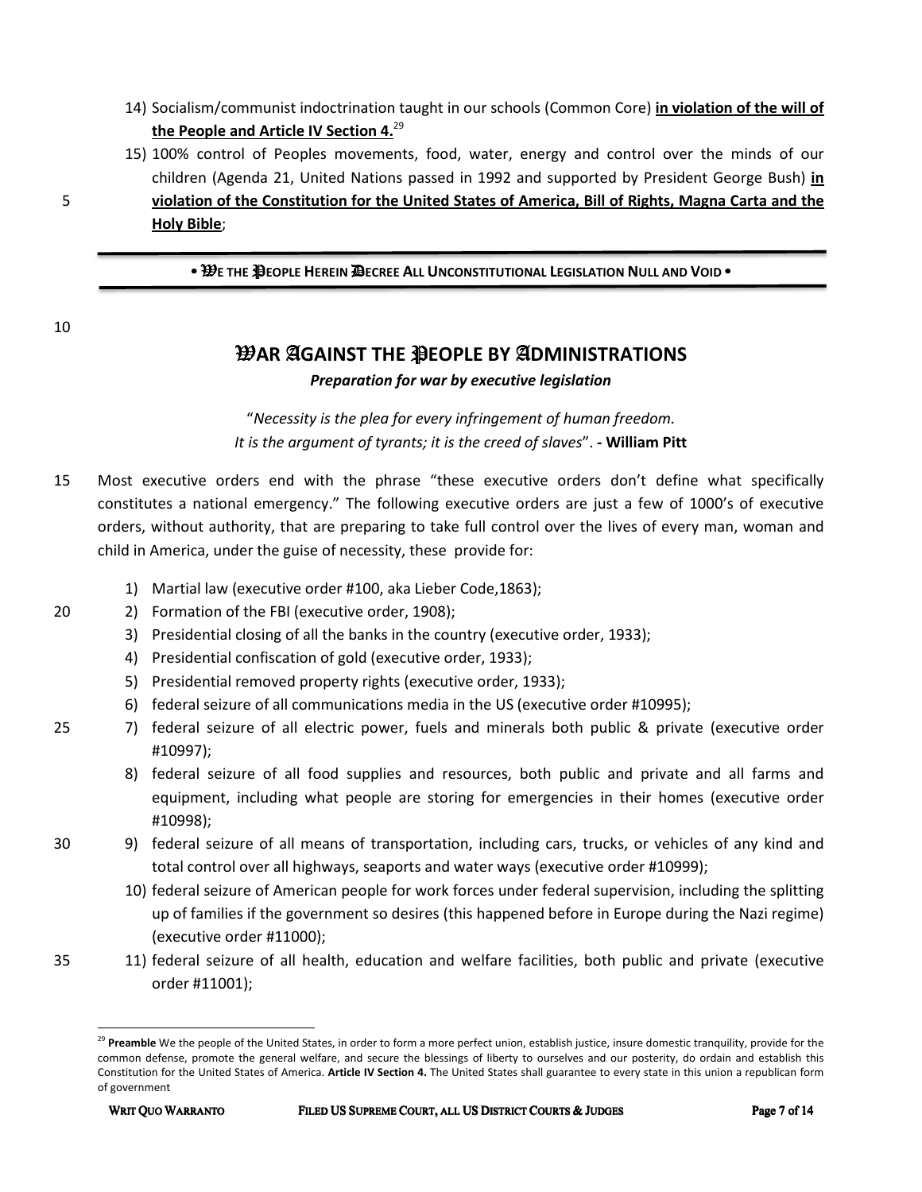14) Socialism/communist indoctrination taught in our schools (Common Core) **in violation of the will of the People and Article IV Section 4.**[29]
15) 100% control of Peoples movements, food, water, energy and control over the minds of our children (Agenda 21, United Nations passed in 1992 and supported by President George Bush) **in violation of the Constitution for the United States of America, Bill of Rights, Magna Carta and the Holy Bible**;

---

**• WE THE PEOPLE HEREIN DECREE ALL UNCONSTITUTIONAL LEGISLATION NULL AND VOID •**

---

## WAR AGAINST THE PEOPLE BY ADMINISTRATIONS

***Preparation for war by executive legislation***

"*Necessity is the plea for every infringement of human freedom. It is the argument of tyrants; it is the creed of slaves*". - **William Pitt**

Most executive orders end with the phrase "these executive orders don't define what specifically constitutes a national emergency." The following executive orders are just a few of 1000's of executive orders, without authority, that are preparing to take full control over the lives of every man, woman and child in America, under the guise of necessity, these provide for:

1) Martial law (executive order #100, aka Lieber Code,1863);
2) Formation of the FBI (executive order, 1908);
3) Presidential closing of all the banks in the country (executive order, 1933);
4) Presidential confiscation of gold (executive order, 1933);
5) Presidential removed property rights (executive order, 1933);
6) federal seizure of all communications media in the US (executive order #10995);
7) federal seizure of all electric power, fuels and minerals both public & private (executive order #10997);
8) federal seizure of all food supplies and resources, both public and private and all farms and equipment, including what people are storing for emergencies in their homes (executive order #10998);
9) federal seizure of all means of transportation, including cars, trucks, or vehicles of any kind and total control over all highways, seaports and water ways (executive order #10999);
10) federal seizure of American people for work forces under federal supervision, including the splitting up of families if the government so desires (this happened before in Europe during the Nazi regime) (executive order #11000);
11) federal seizure of all health, education and welfare facilities, both public and private (executive order #11001);

---

[29] **Preamble** We the people of the United States, in order to form a more perfect union, establish justice, insure domestic tranquility, provide for the common defense, promote the general welfare, and secure the blessings of liberty to ourselves and our posterity, do ordain and establish this Constitution for the United States of America. **Article IV Section 4.** The United States shall guarantee to every state in this union a republican form of government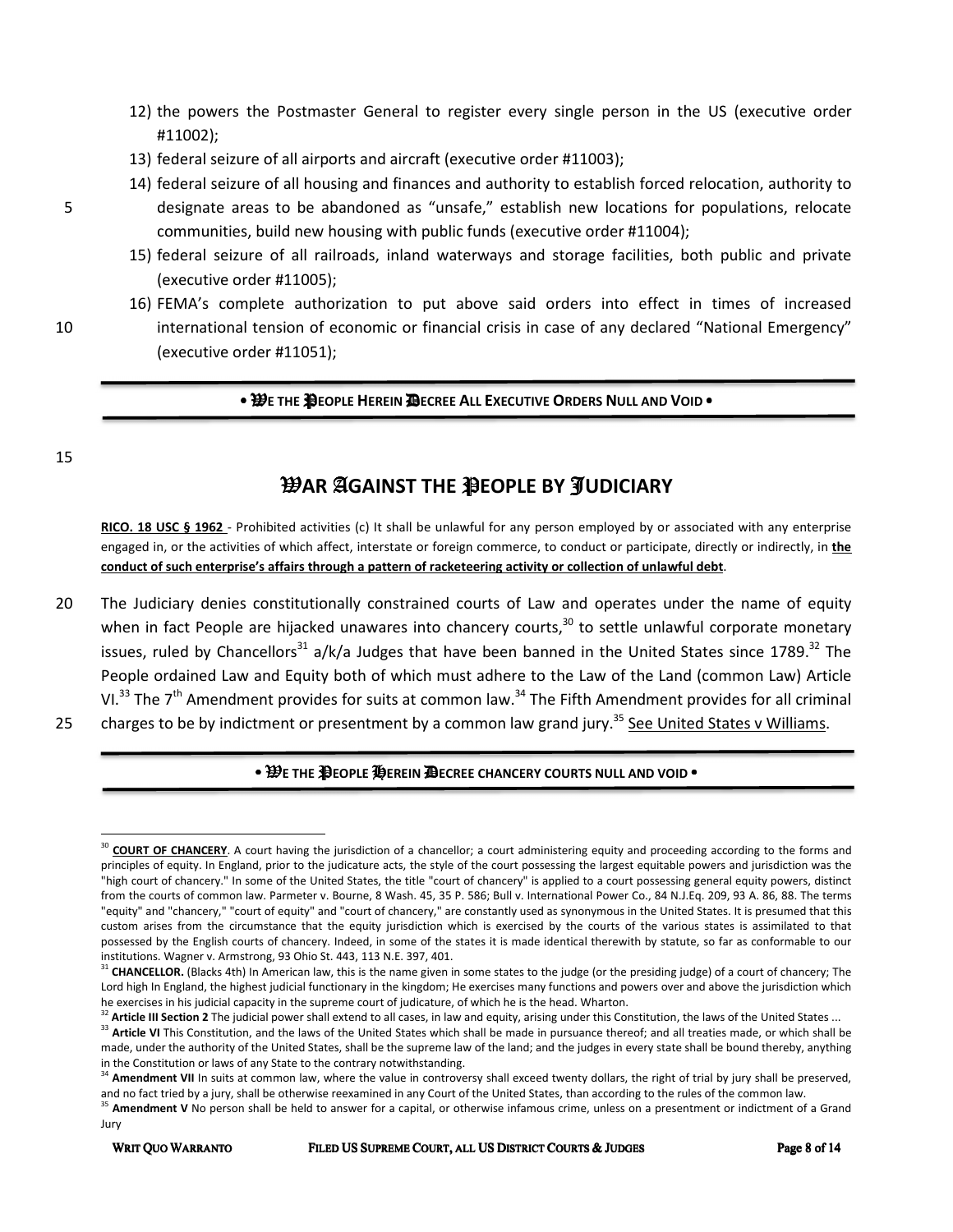12) the powers the Postmaster General to register every single person in the US (executive order #11002);
13) federal seizure of all airports and aircraft (executive order #11003);
14) federal seizure of all housing and finances and authority to establish forced relocation, authority to designate areas to be abandoned as "unsafe," establish new locations for populations, relocate communities, build new housing with public funds (executive order #11004);
15) federal seizure of all railroads, inland waterways and storage facilities, both public and private (executive order #11005);
16) FEMA's complete authorization to put above said orders into effect in times of increased international tension of economic or financial crisis in case of any declared "National Emergency" (executive order #11051);

---

**• WE THE PEOPLE HEREIN DECREE ALL EXECUTIVE ORDERS NULL AND VOID •**

---

## WAR AGAINST THE PEOPLE BY JUDICIARY

**RICO. 18 USC § 1962** - Prohibited activities (c) It shall be unlawful for any person employed by or associated with any enterprise engaged in, or the activities of which affect, interstate or foreign commerce, to conduct or participate, directly or indirectly, in **the conduct of such enterprise's affairs through a pattern of racketeering activity or collection of unlawful debt**.

The Judiciary denies constitutionally constrained courts of Law and operates under the name of equity when in fact People are hijacked unawares into chancery courts,[30] to settle unlawful corporate monetary issues, ruled by Chancellors[31] a/k/a Judges that have been banned in the United States since 1789.[32] The People ordained Law and Equity both of which must adhere to the Law of the Land (common Law) Article VI.[33] The 7th Amendment provides for suits at common law.[34] The Fifth Amendment provides for all criminal charges to be by indictment or presentment by a common law grand jury.[35] See United States v Williams.

---

**• WE THE PEOPLE HEREIN DECREE CHANCERY COURTS NULL AND VOID •**

---

[30] **COURT OF CHANCERY**. A court having the jurisdiction of a chancellor; a court administering equity and proceeding according to the forms and principles of equity. In England, prior to the judicature acts, the style of the court possessing the largest equitable powers and jurisdiction was the "high court of chancery." In some of the United States, the title "court of chancery" is applied to a court possessing general equity powers, distinct from the courts of common law. Parmeter v. Bourne, 8 Wash. 45, 35 P. 586; Bull v. International Power Co., 84 N.J.Eq. 209, 93 A. 86, 88. The terms "equity" and "chancery," "court of equity" and "court of chancery," are constantly used as synonymous in the United States. It is presumed that this custom arises from the circumstance that the equity jurisdiction which is exercised by the courts of the various states is assimilated to that possessed by the English courts of chancery. Indeed, in some of the states it is made identical therewith by statute, so far as conformable to our institutions. Wagner v. Armstrong, 93 Ohio St. 443, 113 N.E. 397, 401.

[31] **CHANCELLOR.** (Blacks 4th) In American law, this is the name given in some states to the judge (or the presiding judge) of a court of chancery; The Lord high In England, the highest judicial functionary in the kingdom; He exercises many functions and powers over and above the jurisdiction which he exercises in his judicial capacity in the supreme court of judicature, of which he is the head. Wharton.

[32] **Article III Section 2** The judicial power shall extend to all cases, in law and equity, arising under this Constitution, the laws of the United States ...

[33] **Article VI** This Constitution, and the laws of the United States which shall be made in pursuance thereof; and all treaties made, or which shall be made, under the authority of the United States, shall be the supreme law of the land; and the judges in every state shall be bound thereby, anything in the Constitution or laws of any State to the contrary notwithstanding.

[34] **Amendment VII** In suits at common law, where the value in controversy shall exceed twenty dollars, the right of trial by jury shall be preserved, and no fact tried by a jury, shall be otherwise reexamined in any Court of the United States, than according to the rules of the common law.

[35] **Amendment V** No person shall be held to answer for a capital, or otherwise infamous crime, unless on a presentment or indictment of a Grand Jury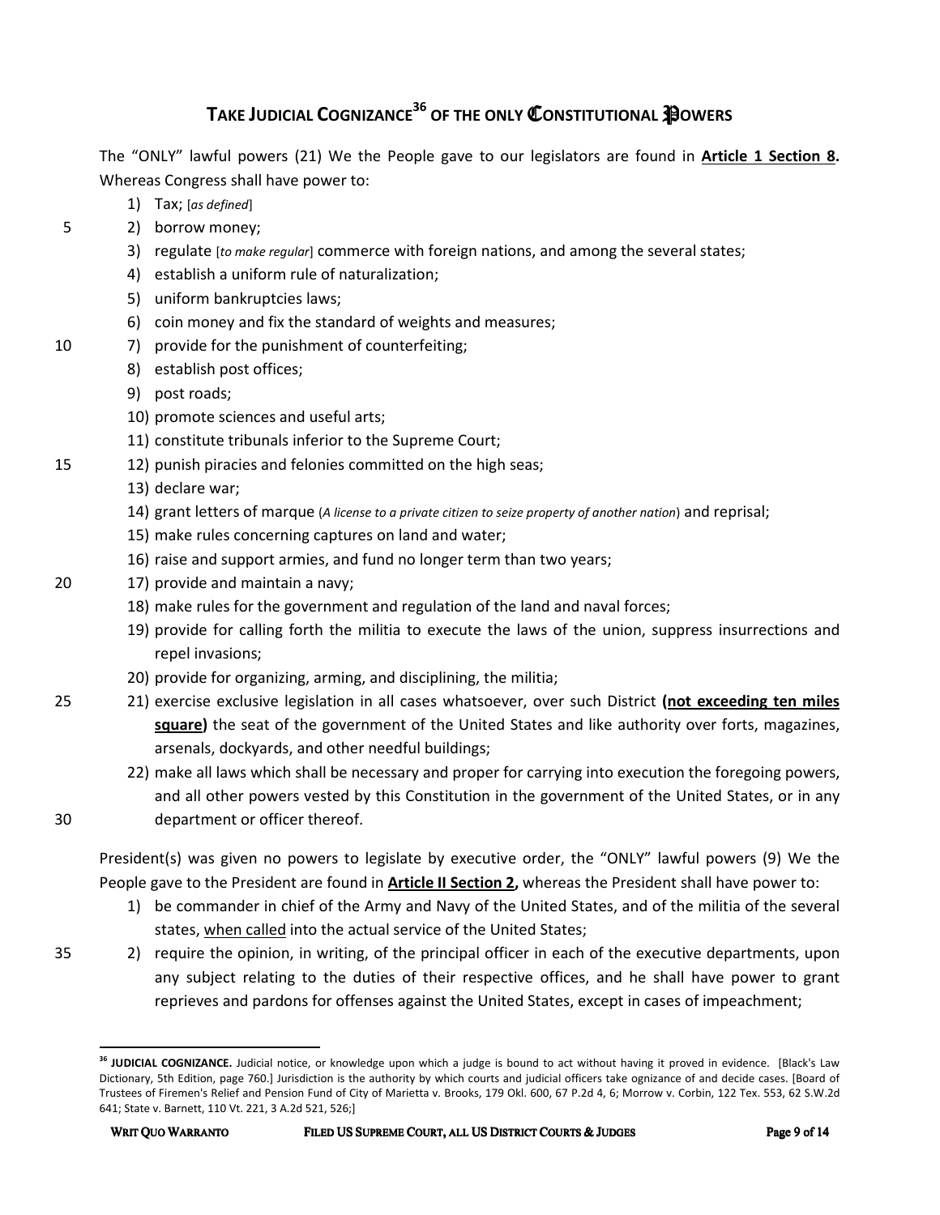# TAKE JUDICIAL COGNIZANCE[36] OF THE ONLY CONSTITUTIONAL POWERS

The "ONLY" lawful powers (21) We the People gave to our legislators are found in **Article 1 Section 8.** Whereas Congress shall have power to:

1) Tax; [*as defined*]
2) borrow money;
3) regulate [*to make regular*] commerce with foreign nations, and among the several states;
4) establish a uniform rule of naturalization;
5) uniform bankruptcies laws;
6) coin money and fix the standard of weights and measures;
7) provide for the punishment of counterfeiting;
8) establish post offices;
9) post roads;
10) promote sciences and useful arts;
11) constitute tribunals inferior to the Supreme Court;
12) punish piracies and felonies committed on the high seas;
13) declare war;
14) grant letters of marque (*A license to a private citizen to seize property of another nation*) and reprisal;
15) make rules concerning captures on land and water;
16) raise and support armies, and fund no longer term than two years;
17) provide and maintain a navy;
18) make rules for the government and regulation of the land and naval forces;
19) provide for calling forth the militia to execute the laws of the union, suppress insurrections and repel invasions;
20) provide for organizing, arming, and disciplining, the militia;
21) exercise exclusive legislation in all cases whatsoever, over such District **(not exceeding ten miles square)** the seat of the government of the United States and like authority over forts, magazines, arsenals, dockyards, and other needful buildings;
22) make all laws which shall be necessary and proper for carrying into execution the foregoing powers, and all other powers vested by this Constitution in the government of the United States, or in any department or officer thereof.

President(s) was given no powers to legislate by executive order, the "ONLY" lawful powers (9) We the People gave to the President are found in **Article II Section 2,** whereas the President shall have power to:

1) be commander in chief of the Army and Navy of the United States, and of the militia of the several states, when called into the actual service of the United States;
2) require the opinion, in writing, of the principal officer in each of the executive departments, upon any subject relating to the duties of their respective offices, and he shall have power to grant reprieves and pardons for offenses against the United States, except in cases of impeachment;

---

[36] **JUDICIAL COGNIZANCE.** Judicial notice, or knowledge upon which a judge is bound to act without having it proved in evidence. [Black's Law Dictionary, 5th Edition, page 760.] Jurisdiction is the authority by which courts and judicial officers take ognizance of and decide cases. [Board of Trustees of Firemen's Relief and Pension Fund of City of Marietta v. Brooks, 179 Okl. 600, 67 P.2d 4, 6; Morrow v. Corbin, 122 Tex. 553, 62 S.W.2d 641; State v. Barnett, 110 Vt. 221, 3 A.2d 521, 526;]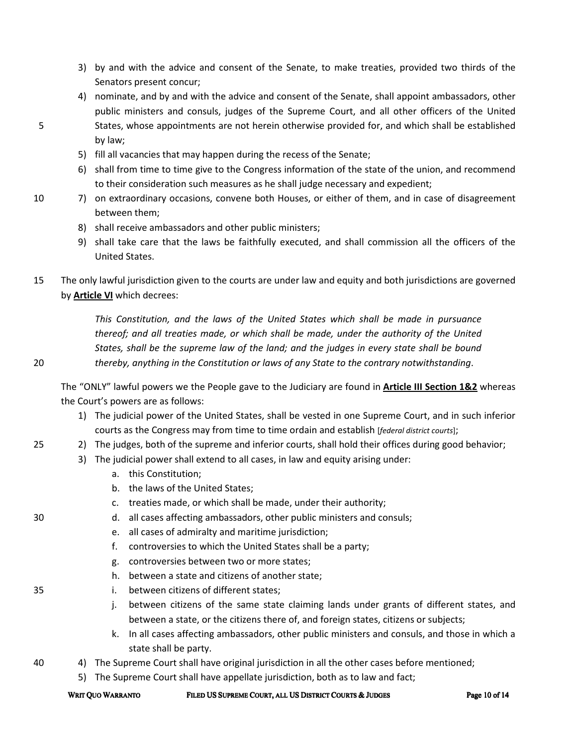3) by and with the advice and consent of the Senate, to make treaties, provided two thirds of the Senators present concur;
4) nominate, and by and with the advice and consent of the Senate, shall appoint ambassadors, other public ministers and consuls, judges of the Supreme Court, and all other officers of the United States, whose appointments are not herein otherwise provided for, and which shall be established by law;
5) fill all vacancies that may happen during the recess of the Senate;
6) shall from time to time give to the Congress information of the state of the union, and recommend to their consideration such measures as he shall judge necessary and expedient;
7) on extraordinary occasions, convene both Houses, or either of them, and in case of disagreement between them;
8) shall receive ambassadors and other public ministers;
9) shall take care that the laws be faithfully executed, and shall commission all the officers of the United States.

The only lawful jurisdiction given to the courts are under law and equity and both jurisdictions are governed by **Article VI** which decrees:

> *This Constitution, and the laws of the United States which shall be made in pursuance thereof; and all treaties made, or which shall be made, under the authority of the United States, shall be the supreme law of the land; and the judges in every state shall be bound thereby, anything in the Constitution or laws of any State to the contrary notwithstanding*.

The "ONLY" lawful powers we the People gave to the Judiciary are found in **Article III Section 1&2** whereas the Court's powers are as follows:

1) The judicial power of the United States, shall be vested in one Supreme Court, and in such inferior courts as the Congress may from time to time ordain and establish [*federal district courts*];
2) The judges, both of the supreme and inferior courts, shall hold their offices during good behavior;
3) The judicial power shall extend to all cases, in law and equity arising under:
   a. this Constitution;
   b. the laws of the United States;
   c. treaties made, or which shall be made, under their authority;
   d. all cases affecting ambassadors, other public ministers and consuls;
   e. all cases of admiralty and maritime jurisdiction;
   f. controversies to which the United States shall be a party;
   g. controversies between two or more states;
   h. between a state and citizens of another state;
   i. between citizens of different states;
   j. between citizens of the same state claiming lands under grants of different states, and between a state, or the citizens there of, and foreign states, citizens or subjects;
   k. In all cases affecting ambassadors, other public ministers and consuls, and those in which a state shall be party.
4) The Supreme Court shall have original jurisdiction in all the other cases before mentioned;
5) The Supreme Court shall have appellate jurisdiction, both as to law and fact;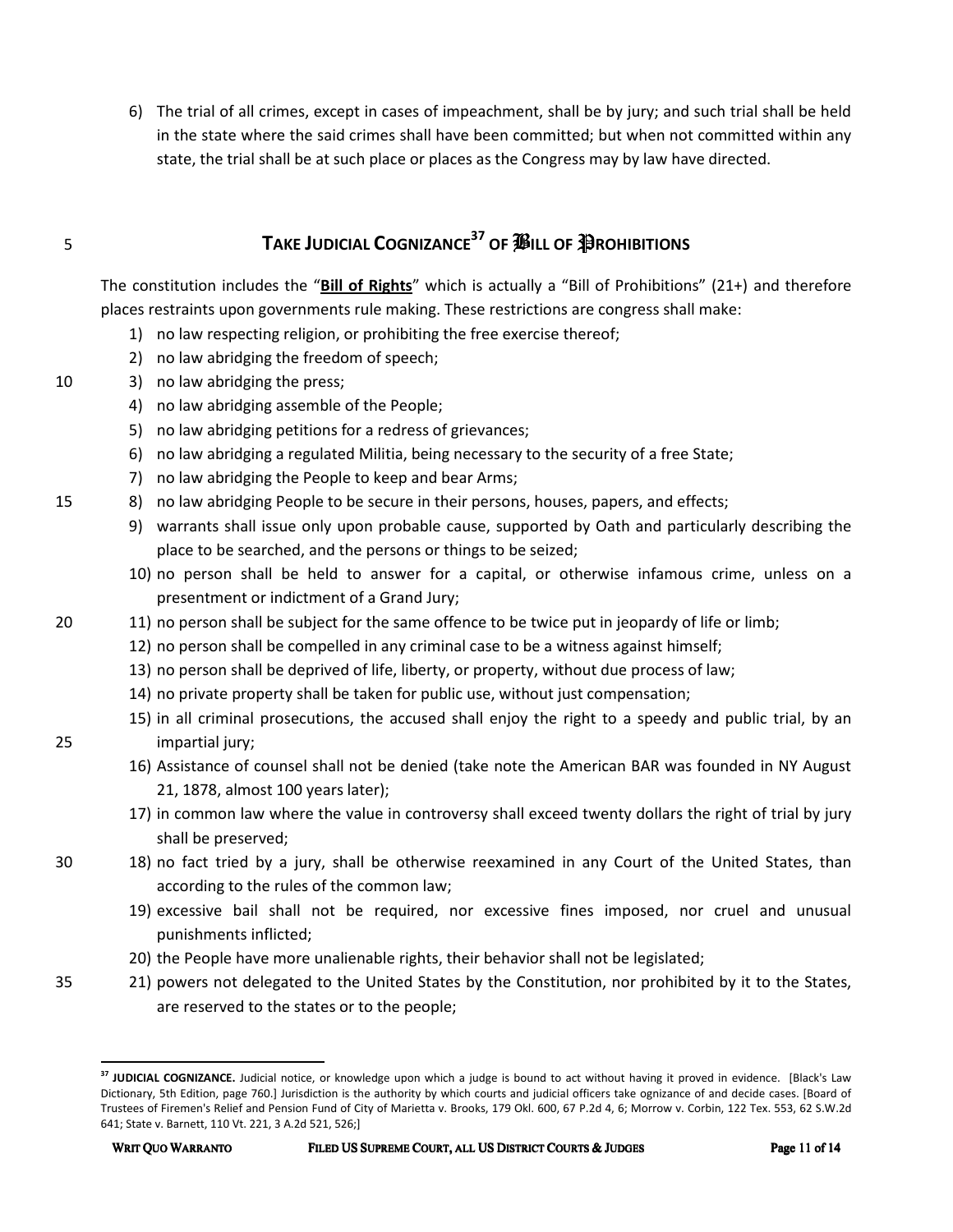6) The trial of all crimes, except in cases of impeachment, shall be by jury; and such trial shall be held in the state where the said crimes shall have been committed; but when not committed within any state, the trial shall be at such place or places as the Congress may by law have directed.

## TAKE JUDICIAL COGNIZANCE[37] OF BILL OF PROHIBITIONS

The constitution includes the "**Bill of Rights**" which is actually a "Bill of Prohibitions" (21+) and therefore places restraints upon governments rule making. These restrictions are congress shall make:

1) no law respecting religion, or prohibiting the free exercise thereof;
2) no law abridging the freedom of speech;
3) no law abridging the press;
4) no law abridging assemble of the People;
5) no law abridging petitions for a redress of grievances;
6) no law abridging a regulated Militia, being necessary to the security of a free State;
7) no law abridging the People to keep and bear Arms;
8) no law abridging People to be secure in their persons, houses, papers, and effects;
9) warrants shall issue only upon probable cause, supported by Oath and particularly describing the place to be searched, and the persons or things to be seized;
10) no person shall be held to answer for a capital, or otherwise infamous crime, unless on a presentment or indictment of a Grand Jury;
11) no person shall be subject for the same offence to be twice put in jeopardy of life or limb;
12) no person shall be compelled in any criminal case to be a witness against himself;
13) no person shall be deprived of life, liberty, or property, without due process of law;
14) no private property shall be taken for public use, without just compensation;
15) in all criminal prosecutions, the accused shall enjoy the right to a speedy and public trial, by an impartial jury;
16) Assistance of counsel shall not be denied (take note the American BAR was founded in NY August 21, 1878, almost 100 years later);
17) in common law where the value in controversy shall exceed twenty dollars the right of trial by jury shall be preserved;
18) no fact tried by a jury, shall be otherwise reexamined in any Court of the United States, than according to the rules of the common law;
19) excessive bail shall not be required, nor excessive fines imposed, nor cruel and unusual punishments inflicted;
20) the People have more unalienable rights, their behavior shall not be legislated;
21) powers not delegated to the United States by the Constitution, nor prohibited by it to the States, are reserved to the states or to the people;

[37] **JUDICIAL COGNIZANCE.** Judicial notice, or knowledge upon which a judge is bound to act without having it proved in evidence. [Black's Law Dictionary, 5th Edition, page 760.] Jurisdiction is the authority by which courts and judicial officers take ognizance of and decide cases. [Board of Trustees of Firemen's Relief and Pension Fund of City of Marietta v. Brooks, 179 Okl. 600, 67 P.2d 4, 6; Morrow v. Corbin, 122 Tex. 553, 62 S.W.2d 641; State v. Barnett, 110 Vt. 221, 3 A.2d 521, 526;]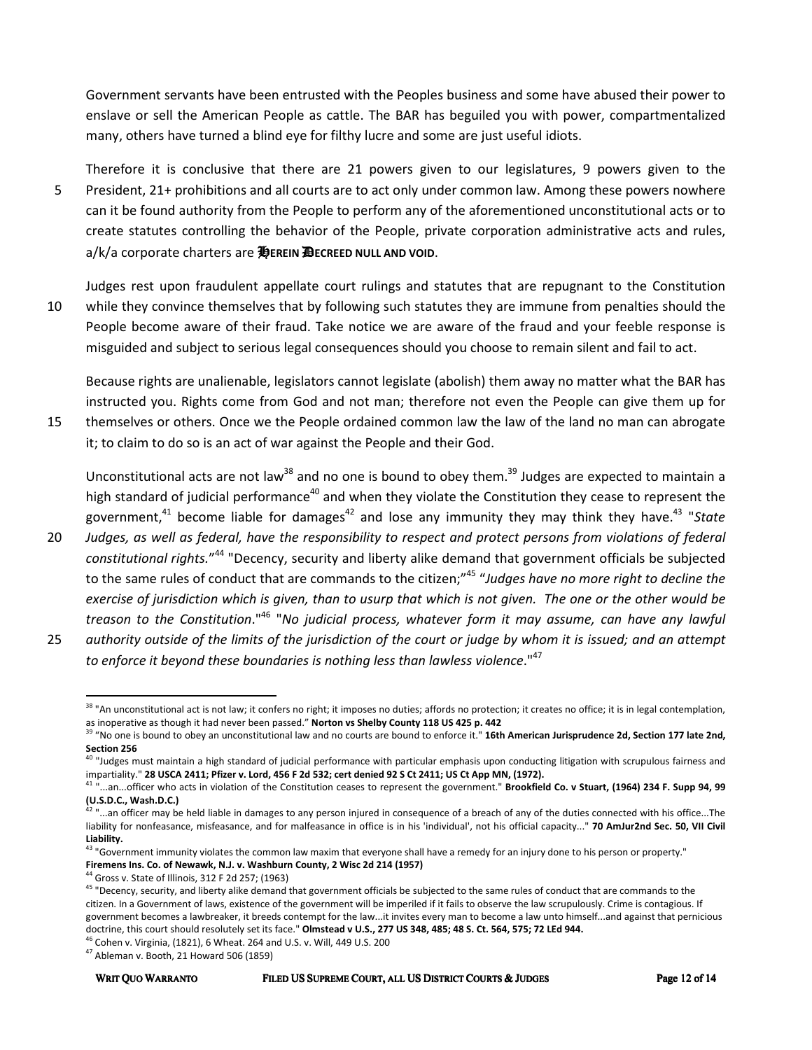Government servants have been entrusted with the Peoples business and some have abused their power to enslave or sell the American People as cattle. The BAR has beguiled you with power, compartmentalized many, others have turned a blind eye for filthy lucre and some are just useful idiots.

Therefore it is conclusive that there are 21 powers given to our legislatures, 9 powers given to the President, 21+ prohibitions and all courts are to act only under common law. Among these powers nowhere can it be found authority from the People to perform any of the aforementioned unconstitutional acts or to create statutes controlling the behavior of the People, private corporation administrative acts and rules, a/k/a corporate charters are **HEREIN DECREED NULL AND VOID**.

Judges rest upon fraudulent appellate court rulings and statutes that are repugnant to the Constitution while they convince themselves that by following such statutes they are immune from penalties should the People become aware of their fraud. Take notice we are aware of the fraud and your feeble response is misguided and subject to serious legal consequences should you choose to remain silent and fail to act.

Because rights are unalienable, legislators cannot legislate (abolish) them away no matter what the BAR has instructed you. Rights come from God and not man; therefore not even the People can give them up for themselves or others. Once we the People ordained common law the law of the land no man can abrogate it; to claim to do so is an act of war against the People and their God.

Unconstitutional acts are not law[38] and no one is bound to obey them.[39] Judges are expected to maintain a high standard of judicial performance[40] and when they violate the Constitution they cease to represent the government,[41] become liable for damages[42] and lose any immunity they may think they have.[43] "*State Judges, as well as federal, have the responsibility to respect and protect persons from violations of federal constitutional rights.*"[44] "Decency, security and liberty alike demand that government officials be subjected to the same rules of conduct that are commands to the citizen;"[45] "*Judges have no more right to decline the exercise of jurisdiction which is given, than to usurp that which is not given. The one or the other would be treason to the Constitution*."[46] "*No judicial process, whatever form it may assume, can have any lawful authority outside of the limits of the jurisdiction of the court or judge by whom it is issued; and an attempt to enforce it beyond these boundaries is nothing less than lawless violence*."[47]

---

[38] "An unconstitutional act is not law; it confers no right; it imposes no duties; affords no protection; it creates no office; it is in legal contemplation, as inoperative as though it had never been passed." **Norton vs Shelby County 118 US 425 p. 442**

[39] "No one is bound to obey an unconstitutional law and no courts are bound to enforce it." **16th American Jurisprudence 2d, Section 177 late 2nd, Section 256**

[40] "Judges must maintain a high standard of judicial performance with particular emphasis upon conducting litigation with scrupulous fairness and impartiality." **28 USCA 2411; Pfizer v. Lord, 456 F 2d 532; cert denied 92 S Ct 2411; US Ct App MN, (1972).**

[41] "...an...officer who acts in violation of the Constitution ceases to represent the government." **Brookfield Co. v Stuart, (1964) 234 F. Supp 94, 99 (U.S.D.C., Wash.D.C.)**

[42] "...an officer may be held liable in damages to any person injured in consequence of a breach of any of the duties connected with his office...The liability for nonfeasance, misfeasance, and for malfeasance in office is in his 'individual', not his official capacity..." **70 AmJur2nd Sec. 50, VII Civil Liability.**

[43] "Government immunity violates the common law maxim that everyone shall have a remedy for an injury done to his person or property." **Firemens Ins. Co. of Newawk, N.J. v. Washburn County, 2 Wisc 2d 214 (1957)**

[44] Gross v. State of Illinois, 312 F 2d 257; (1963)

[45] "Decency, security, and liberty alike demand that government officials be subjected to the same rules of conduct that are commands to the citizen. In a Government of laws, existence of the government will be imperiled if it fails to observe the law scrupulously. Crime is contagious. If government becomes a lawbreaker, it breeds contempt for the law...it invites every man to become a law unto himself...and against that pernicious doctrine, this court should resolutely set its face." **Olmstead v U.S., 277 US 348, 485; 48 S. Ct. 564, 575; 72 LEd 944.**

[46] Cohen v. Virginia, (1821), 6 Wheat. 264 and U.S. v. Will, 449 U.S. 200

[47] Ableman v. Booth, 21 Howard 506 (1859)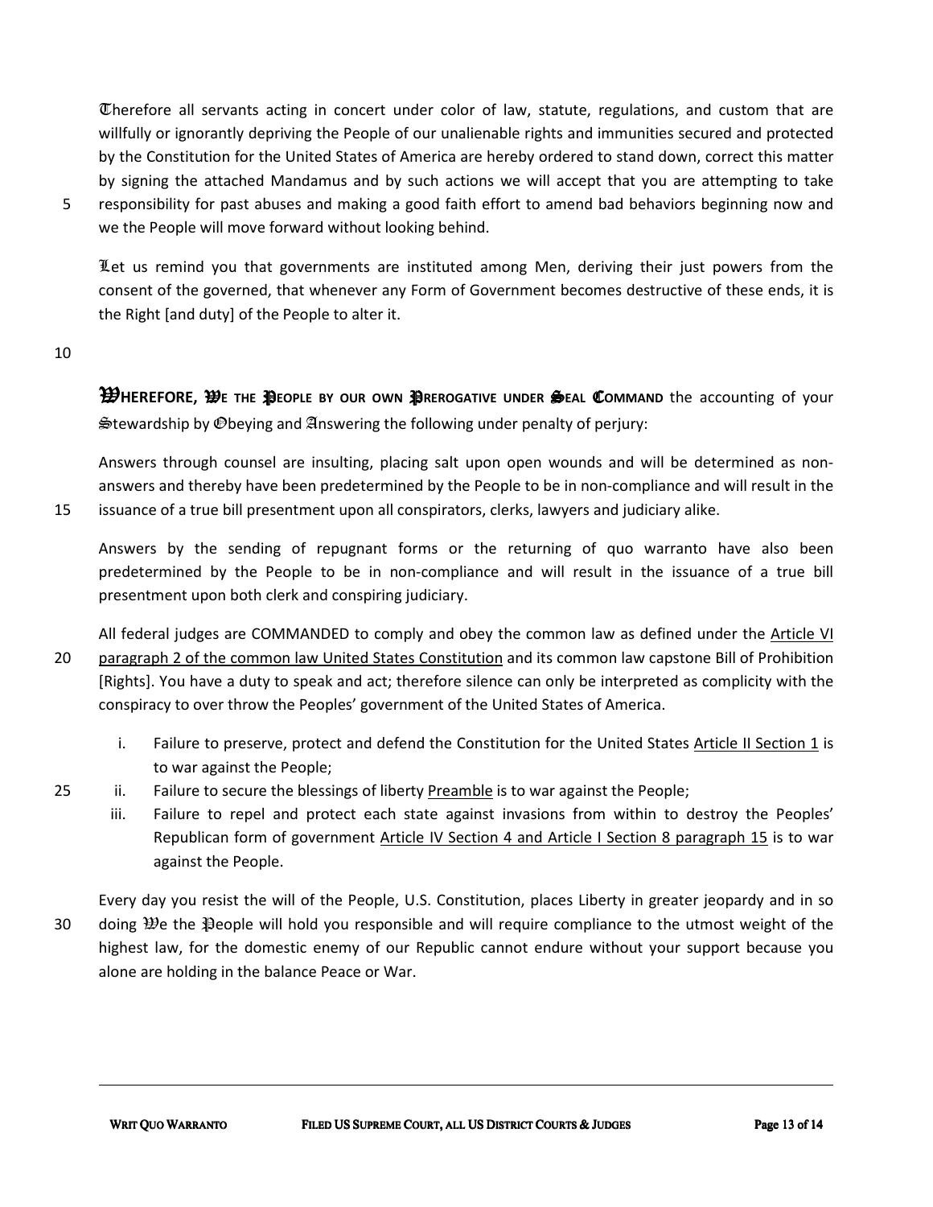Therefore all servants acting in concert under color of law, statute, regulations, and custom that are willfully or ignorantly depriving the People of our unalienable rights and immunities secured and protected by the Constitution for the United States of America are hereby ordered to stand down, correct this matter by signing the attached Mandamus and by such actions we will accept that you are attempting to take responsibility for past abuses and making a good faith effort to amend bad behaviors beginning now and we the People will move forward without looking behind.

Let us remind you that governments are instituted among Men, deriving their just powers from the consent of the governed, that whenever any Form of Government becomes destructive of these ends, it is the Right [and duty] of the People to alter it.

**WHEREFORE, WE THE PEOPLE BY OUR OWN PREROGATIVE UNDER SEAL COMMAND** the accounting of your Stewardship by Obeying and Answering the following under penalty of perjury:

Answers through counsel are insulting, placing salt upon open wounds and will be determined as non-answers and thereby have been predetermined by the People to be in non-compliance and will result in the issuance of a true bill presentment upon all conspirators, clerks, lawyers and judiciary alike.

Answers by the sending of repugnant forms or the returning of quo warranto have also been predetermined by the People to be in non-compliance and will result in the issuance of a true bill presentment upon both clerk and conspiring judiciary.

All federal judges are COMMANDED to comply and obey the common law as defined under the Article VI paragraph 2 of the common law United States Constitution and its common law capstone Bill of Prohibition [Rights]. You have a duty to speak and act; therefore silence can only be interpreted as complicity with the conspiracy to over throw the Peoples' government of the United States of America.

i. Failure to preserve, protect and defend the Constitution for the United States Article II Section 1 is to war against the People;
ii. Failure to secure the blessings of liberty Preamble is to war against the People;
iii. Failure to repel and protect each state against invasions from within to destroy the Peoples' Republican form of government Article IV Section 4 and Article I Section 8 paragraph 15 is to war against the People.

Every day you resist the will of the People, U.S. Constitution, places Liberty in greater jeopardy and in so doing We the People will hold you responsible and will require compliance to the utmost weight of the highest law, for the domestic enemy of our Republic cannot endure without your support because you alone are holding in the balance Peace or War.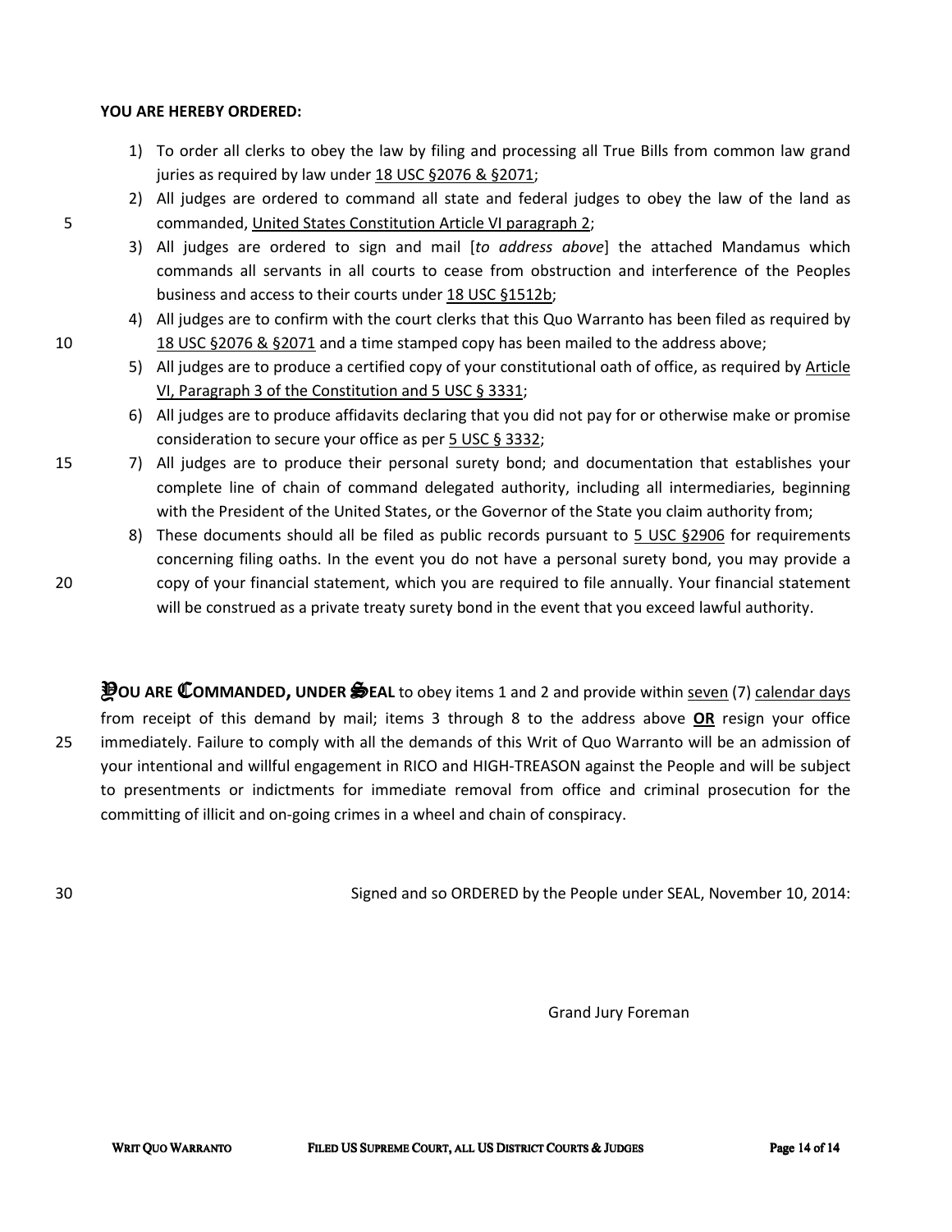**YOU ARE HEREBY ORDERED:**

1) To order all clerks to obey the law by filing and processing all True Bills from common law grand juries as required by law under 18 USC §2076 & §2071;
2) All judges are ordered to command all state and federal judges to obey the law of the land as commanded, United States Constitution Article VI paragraph 2;
3) All judges are ordered to sign and mail [*to address above*] the attached Mandamus which commands all servants in all courts to cease from obstruction and interference of the Peoples business and access to their courts under 18 USC §1512b;
4) All judges are to confirm with the court clerks that this Quo Warranto has been filed as required by 18 USC §2076 & §2071 and a time stamped copy has been mailed to the address above;
5) All judges are to produce a certified copy of your constitutional oath of office, as required by Article VI, Paragraph 3 of the Constitution and 5 USC § 3331;
6) All judges are to produce affidavits declaring that you did not pay for or otherwise make or promise consideration to secure your office as per 5 USC § 3332;
7) All judges are to produce their personal surety bond; and documentation that establishes your complete line of chain of command delegated authority, including all intermediaries, beginning with the President of the United States, or the Governor of the State you claim authority from;
8) These documents should all be filed as public records pursuant to 5 USC §2906 for requirements concerning filing oaths. In the event you do not have a personal surety bond, you may provide a copy of your financial statement, which you are required to file annually. Your financial statement will be construed as a private treaty surety bond in the event that you exceed lawful authority.

**YOU ARE COMMANDED, UNDER SEAL** to obey items 1 and 2 and provide within seven (7) calendar days from receipt of this demand by mail; items 3 through 8 to the address above **OR** resign your office immediately. Failure to comply with all the demands of this Writ of Quo Warranto will be an admission of your intentional and willful engagement in RICO and HIGH-TREASON against the People and will be subject to presentments or indictments for immediate removal from office and criminal prosecution for the committing of illicit and on-going crimes in a wheel and chain of conspiracy.

Signed and so ORDERED by the People under SEAL, November 10, 2014:

Grand Jury Foreman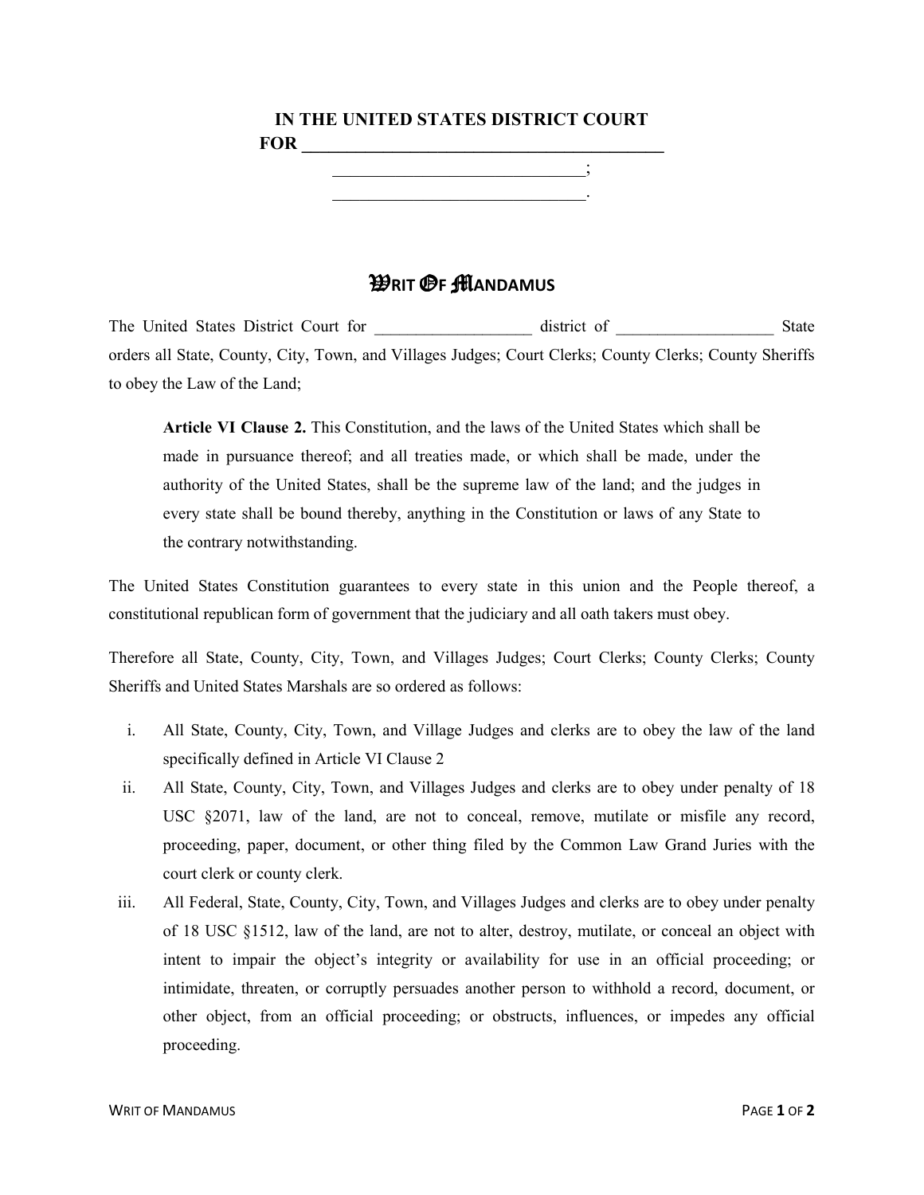**IN THE UNITED STATES DISTRICT COURT**
**FOR ________________________________________**

______________________________;
______________________________.

# Writ Of Mandamus

The United States District Court for ___________________ district of ___________________ State orders all State, County, City, Town, and Villages Judges; Court Clerks; County Clerks; County Sheriffs to obey the Law of the Land;

> **Article VI Clause 2.** This Constitution, and the laws of the United States which shall be made in pursuance thereof; and all treaties made, or which shall be made, under the authority of the United States, shall be the supreme law of the land; and the judges in every state shall be bound thereby, anything in the Constitution or laws of any State to the contrary notwithstanding.

The United States Constitution guarantees to every state in this union and the People thereof, a constitutional republican form of government that the judiciary and all oath takers must obey.

Therefore all State, County, City, Town, and Villages Judges; Court Clerks; County Clerks; County Sheriffs and United States Marshals are so ordered as follows:

i. All State, County, City, Town, and Village Judges and clerks are to obey the law of the land specifically defined in Article VI Clause 2

ii. All State, County, City, Town, and Villages Judges and clerks are to obey under penalty of 18 USC §2071, law of the land, are not to conceal, remove, mutilate or misfile any record, proceeding, paper, document, or other thing filed by the Common Law Grand Juries with the court clerk or county clerk.

iii. All Federal, State, County, City, Town, and Villages Judges and clerks are to obey under penalty of 18 USC §1512, law of the land, are not to alter, destroy, mutilate, or conceal an object with intent to impair the object's integrity or availability for use in an official proceeding; or intimidate, threaten, or corruptly persuades another person to withhold a record, document, or other object, from an official proceeding; or obstructs, influences, or impedes any official proceeding.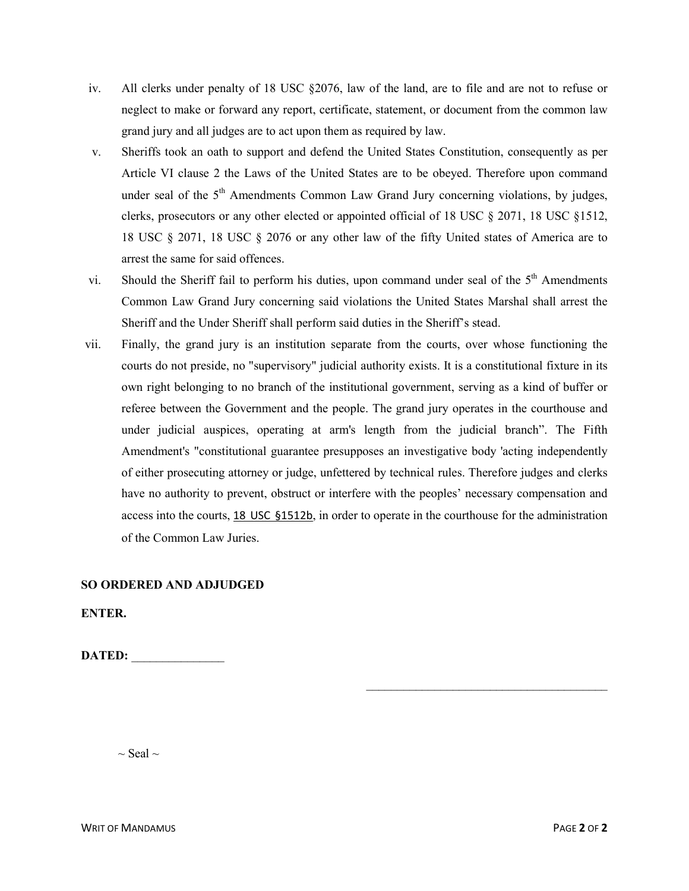iv. All clerks under penalty of 18 USC §2076, law of the land, are to file and are not to refuse or neglect to make or forward any report, certificate, statement, or document from the common law grand jury and all judges are to act upon them as required by law.

v. Sheriffs took an oath to support and defend the United States Constitution, consequently as per Article VI clause 2 the Laws of the United States are to be obeyed. Therefore upon command under seal of the 5th Amendments Common Law Grand Jury concerning violations, by judges, clerks, prosecutors or any other elected or appointed official of 18 USC § 2071, 18 USC §1512, 18 USC § 2071, 18 USC § 2076 or any other law of the fifty United states of America are to arrest the same for said offences.

vi. Should the Sheriff fail to perform his duties, upon command under seal of the 5th Amendments Common Law Grand Jury concerning said violations the United States Marshal shall arrest the Sheriff and the Under Sheriff shall perform said duties in the Sheriff's stead.

vii. Finally, the grand jury is an institution separate from the courts, over whose functioning the courts do not preside, no "supervisory" judicial authority exists. It is a constitutional fixture in its own right belonging to no branch of the institutional government, serving as a kind of buffer or referee between the Government and the people. The grand jury operates in the courthouse and under judicial auspices, operating at arm's length from the judicial branch". The Fifth Amendment's "constitutional guarantee presupposes an investigative body 'acting independently of either prosecuting attorney or judge, unfettered by technical rules. Therefore judges and clerks have no authority to prevent, obstruct or interfere with the peoples' necessary compensation and access into the courts, 18 USC §1512b, in order to operate in the courthouse for the administration of the Common Law Juries.

**SO ORDERED AND ADJUDGED**

**ENTER.**

**DATED:** _______________

________________________________________

~ Seal ~